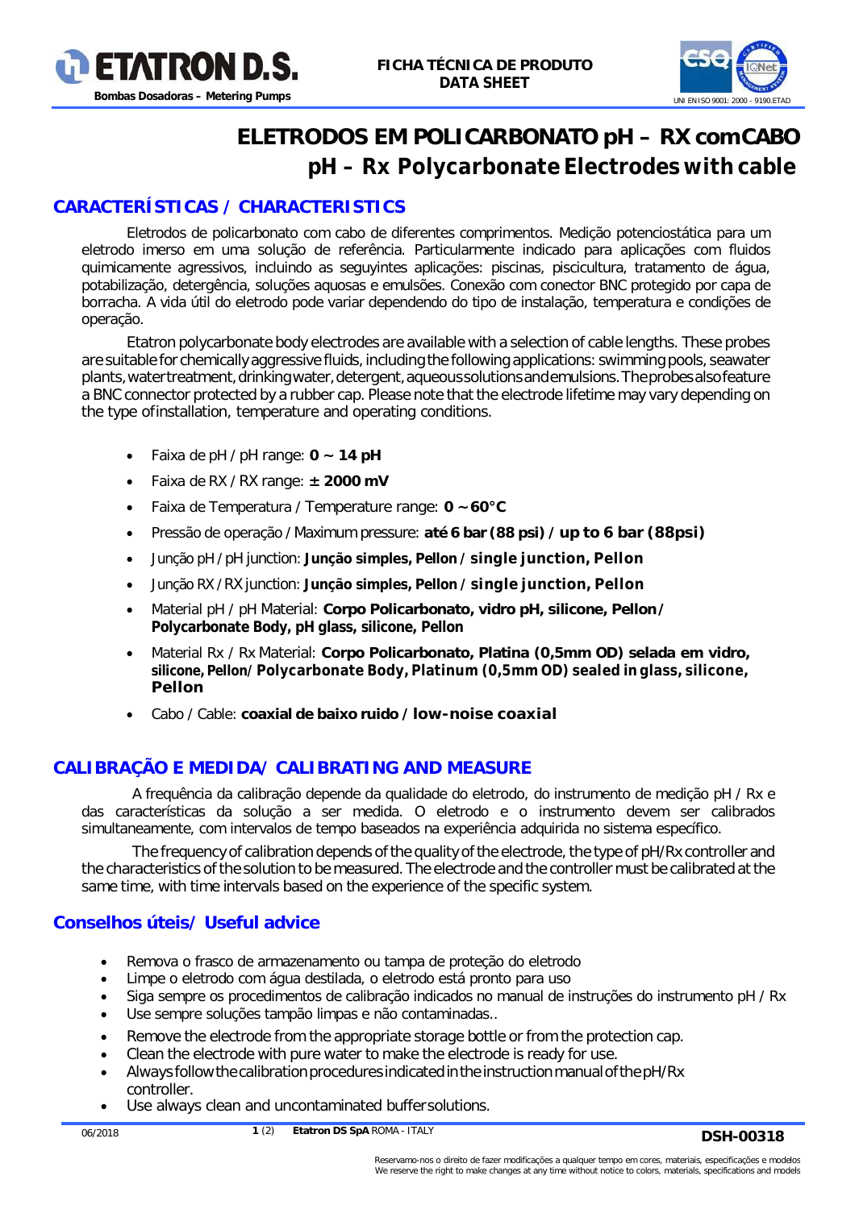# ELETRODOS EM POLICARBONATO pH – RX comCABO
# pH – Rx Polycarbonate Electrodes with cable

## CARACTERÍSTICAS / CHARACTERISTICS

Eletrodos de policarbonato com cabo de diferentes comprimentos. Medição potenciostática para um eletrodo imerso em uma solução de referência. Particularmente indicado para aplicações com fluidos quimicamente agressivos, incluindo as seguyintes aplicações: piscinas, piscicultura, tratamento de água, potabilização, detergência, soluções aquosas e emulsões. Conexão com conector BNC protegido por capa de borracha. A vida útil do eletrodo pode variar dependendo do tipo de instalação, temperatura e condições de operação.

Etatron polycarbonate body electrodes are available with a selection of cable lengths. These probes are suitable for chemically aggressive fluids, including the following applications: swimming pools, seawater plants, water treatment, drinking water, detergent, aqueous solutions and emulsions. The probes also feature a BNC connector protected by a rubber cap. Please note that the electrode lifetime may vary depending on the type of installation, temperature and operating conditions.

- Faixa de pH / pH range: **0 ~ 14 pH**
- Faixa de RX / RX range: **± 2000 mV**
- Faixa de Temperatura / Temperature range: **0 ~ 60°C**
- Pressão de operação / Maximum pressure: **até 6 bar (88 psi) / up to 6 bar (88psi)**
- Junção pH / pH junction: **Junção simples, Pellon / single junction, Pellon**
- Junção RX / RX junction: **Junção simples, Pellon / single junction, Pellon**
- Material pH / pH Material: **Corpo Policarbonato, vidro pH, silicone, Pellon / Polycarbonate Body, pH glass, silicone, Pellon**
- Material Rx / Rx Material: **Corpo Policarbonato, Platina (0,5mm OD) selada em vidro, silicone, Pellon / Polycarbonate Body, Platinum (0,5mm OD) sealed in glass, silicone, Pellon**
- Cabo / Cable: **coaxial de baixo ruido / low-noise coaxial**

## CALIBRAÇÃO E MEDIDA/ CALIBRATING AND MEASURE

A frequência da calibração depende da qualidade do eletrodo, do instrumento de medição pH / Rx e das características da solução a ser medida. O eletrodo e o instrumento devem ser calibrados simultaneamente, com intervalos de tempo baseados na experiência adquirida no sistema específico.

The frequency of calibration depends of the quality of the electrode, the type of pH/Rx controller and the characteristics of the solution to be measured. The electrode and the controller must be calibrated at the same time, with time intervals based on the experience of the specific system.

## Conselhos úteis/ Useful advice

- Remova o frasco de armazenamento ou tampa de proteção do eletrodo
- Limpe o eletrodo com água destilada, o eletrodo está pronto para uso
- Siga sempre os procedimentos de calibração indicados no manual de instruções do instrumento pH / Rx
- Use sempre soluções tampão limpas e não contaminadas..

- Remove the electrode from the appropriate storage bottle or from the protection cap.
- Clean the electrode with pure water to make the electrode is ready for use.
- Always follow the calibration procedures indicated in the instruction manual of the pH/Rx controller.
- Use always clean and uncontaminated buffer solutions.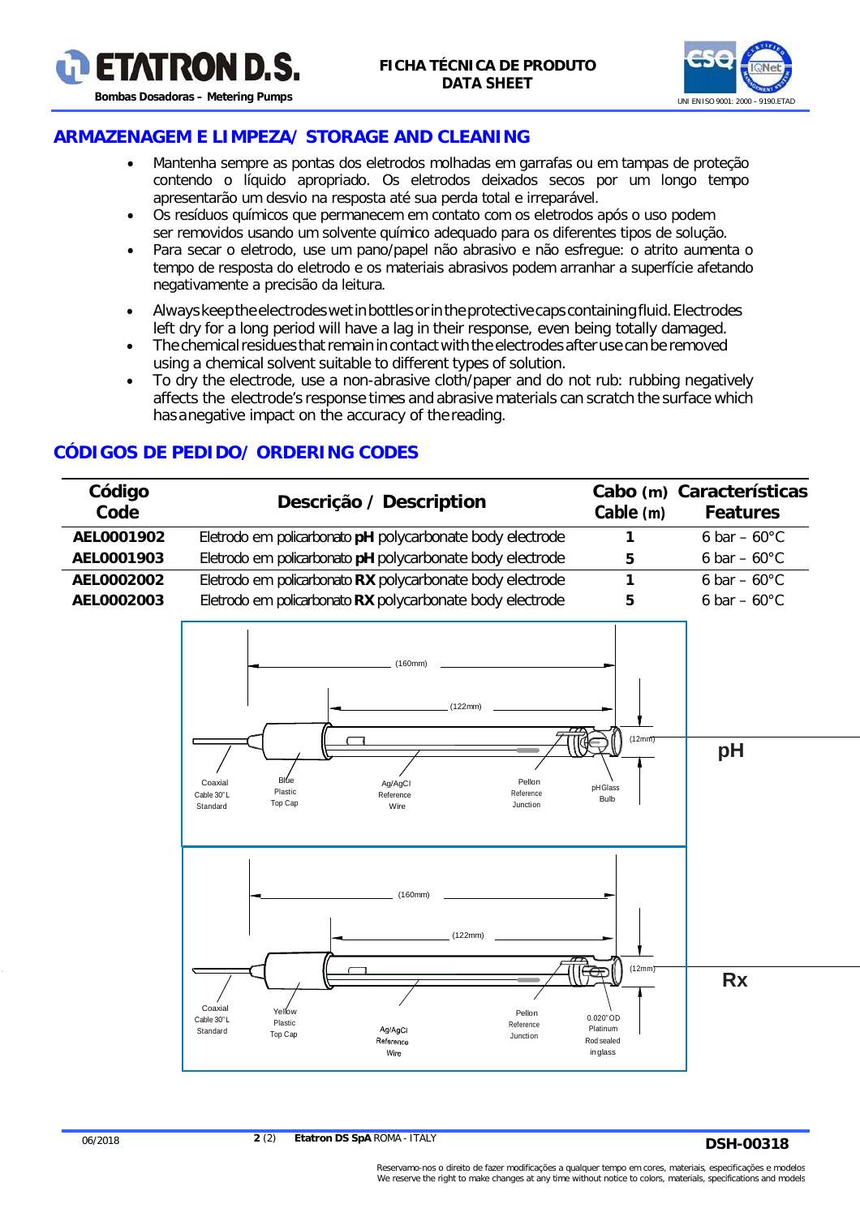## ARMAZENAGEM E LIMPEZA/ STORAGE AND CLEANING

- Mantenha sempre as pontas dos eletrodos molhadas em garrafas ou em tampas de proteção contendo o líquido apropriado. Os eletrodos deixados secos por um longo tempo apresentarão um desvio na resposta até sua perda total e irreparável.
- Os resíduos químicos que permanecem em contato com os eletrodos após o uso podem ser removidos usando um solvente químico adequado para os diferentes tipos de solução.
- Para secar o eletrodo, use um pano/papel não abrasivo e não esfregue: o atrito aumenta o tempo de resposta do eletrodo e os materiais abrasivos podem arranhar a superfície afetando negativamente a precisão da leitura.

- Always keep the electrodes wet in bottles or in the protective caps containing fluid. Electrodes left dry for a long period will have a lag in their response, even being totally damaged.
- The chemical residues that remain in contact with the electrodes after use can be removed using a chemical solvent suitable to different types of solution.
- To dry the electrode, use a non-abrasive cloth/paper and do not rub: rubbing negatively affects the electrode's response times and abrasive materials can scratch the surface which has a negative impact on the accuracy of the reading.

## CÓDIGOS DE PEDIDO/ ORDERING CODES

| Código Code | Descrição / Description | Cabo (m) Cable (m) | Características Features |
|---|---|---|---|
| **AEL0001902** | Eletrodo em policarbonato **pH** polycarbonate body electrode | **1** | 6 bar – 60°C |
| **AEL0001903** | Eletrodo em policarbonato **pH** polycarbonate body electrode | **5** | 6 bar – 60°C |
| **AEL0002002** | Eletrodo em policarbonato **RX** polycarbonate body electrode | **1** | 6 bar – 60°C |
| **AEL0002003** | Eletrodo em policarbonato **RX** polycarbonate body electrode | **5** | 6 bar – 60°C |

(160mm)
(122mm)
(12mm)
Coaxial Cable 30" L Standard
Blue Plastic Top Cap
Ag/AgCl Reference Wire
Pellon Reference Junction
pH Glass Bulb
**pH**

(160mm)
(122mm)
(12mm)
Coaxial Cable 30" L Standard
Yellow Plastic Top Cap
Ag/AgCl Reference Wire
Pellon Reference Junction
0.020" OD Platinum Rod sealed in glass
**Rx**

06/2018 **Etatron DS SpA** ROMA - ITALY **DSH-00318**

Reservamo-nos o direito de fazer modificações a qualquer tempo em cores, materiais, especificações e modelos
We reserve the right to make changes at any time without notice to colors, materials, specifications and models